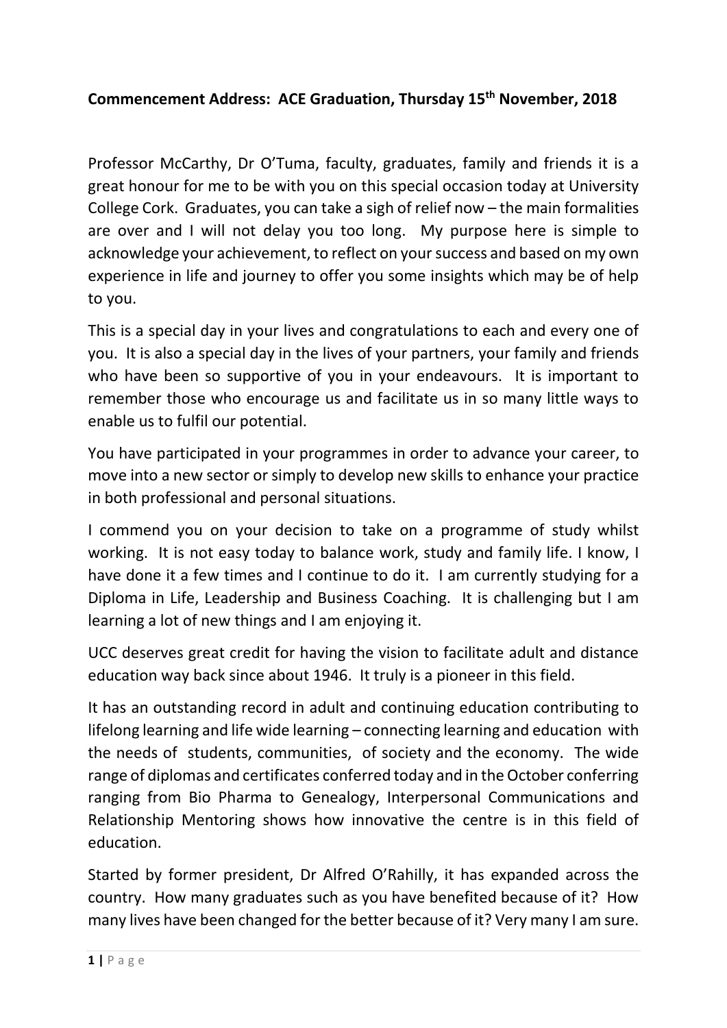**Commencement Address: ACE Graduation, Thursday 15th November, 2018**

Professor McCarthy, Dr O'Tuma, faculty, graduates, family and friends it is a great honour for me to be with you on this special occasion today at University College Cork. Graduates, you can take a sigh of relief now – the main formalities are over and I will not delay you too long. My purpose here is simple to acknowledge your achievement, to reflect on your success and based on my own experience in life and journey to offer you some insights which may be of help to you.

This is a special day in your lives and congratulations to each and every one of you. It is also a special day in the lives of your partners, your family and friends who have been so supportive of you in your endeavours. It is important to remember those who encourage us and facilitate us in so many little ways to enable us to fulfil our potential.

You have participated in your programmes in order to advance your career, to move into a new sector or simply to develop new skills to enhance your practice in both professional and personal situations.

I commend you on your decision to take on a programme of study whilst working. It is not easy today to balance work, study and family life. I know, I have done it a few times and I continue to do it. I am currently studying for a Diploma in Life, Leadership and Business Coaching. It is challenging but I am learning a lot of new things and I am enjoying it.

UCC deserves great credit for having the vision to facilitate adult and distance education way back since about 1946. It truly is a pioneer in this field.

It has an outstanding record in adult and continuing education contributing to lifelong learning and life wide learning – connecting learning and education with the needs of students, communities, of society and the economy. The wide range of diplomas and certificates conferred today and in the October conferring ranging from Bio Pharma to Genealogy, Interpersonal Communications and Relationship Mentoring shows how innovative the centre is in this field of education.

Started by former president, Dr Alfred O'Rahilly, it has expanded across the country. How many graduates such as you have benefited because of it? How many lives have been changed for the better because of it? Very many I am sure.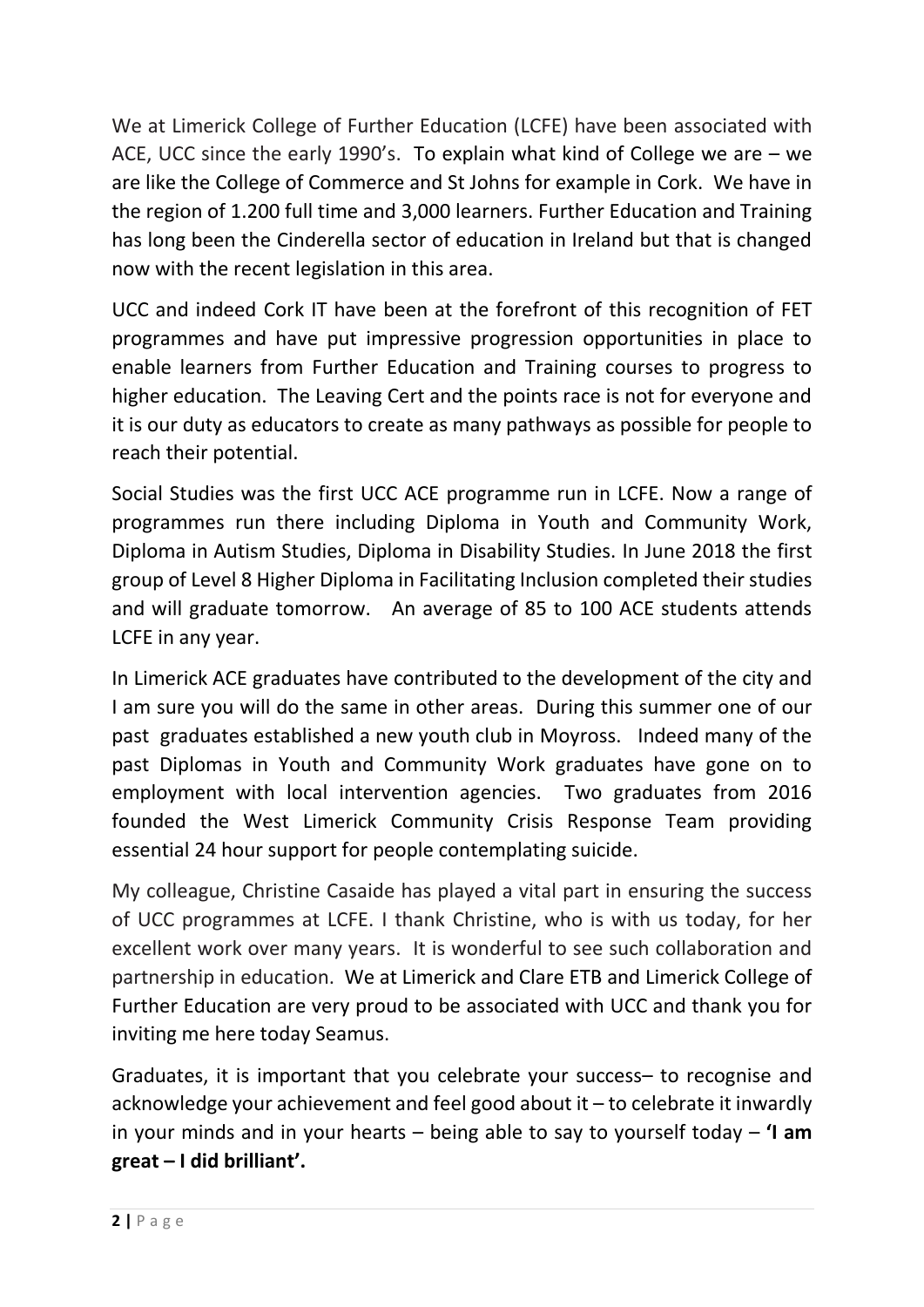We at Limerick College of Further Education (LCFE) have been associated with ACE, UCC since the early 1990's. To explain what kind of College we are – we are like the College of Commerce and St Johns for example in Cork. We have in the region of 1.200 full time and 3,000 learners. Further Education and Training has long been the Cinderella sector of education in Ireland but that is changed now with the recent legislation in this area.

UCC and indeed Cork IT have been at the forefront of this recognition of FET programmes and have put impressive progression opportunities in place to enable learners from Further Education and Training courses to progress to higher education. The Leaving Cert and the points race is not for everyone and it is our duty as educators to create as many pathways as possible for people to reach their potential.

Social Studies was the first UCC ACE programme run in LCFE. Now a range of programmes run there including Diploma in Youth and Community Work, Diploma in Autism Studies, Diploma in Disability Studies. In June 2018 the first group of Level 8 Higher Diploma in Facilitating Inclusion completed their studies and will graduate tomorrow. An average of 85 to 100 ACE students attends LCFE in any year.

In Limerick ACE graduates have contributed to the development of the city and I am sure you will do the same in other areas. During this summer one of our past graduates established a new youth club in Moyross. Indeed many of the past Diplomas in Youth and Community Work graduates have gone on to employment with local intervention agencies. Two graduates from 2016 founded the West Limerick Community Crisis Response Team providing essential 24 hour support for people contemplating suicide.

My colleague, Christine Casaide has played a vital part in ensuring the success of UCC programmes at LCFE. I thank Christine, who is with us today, for her excellent work over many years. It is wonderful to see such collaboration and partnership in education. We at Limerick and Clare ETB and Limerick College of Further Education are very proud to be associated with UCC and thank you for inviting me here today Seamus.

Graduates, it is important that you celebrate your success– to recognise and acknowledge your achievement and feel good about it – to celebrate it inwardly in your minds and in your hearts – being able to say to yourself today – **'I am great – I did brilliant'.**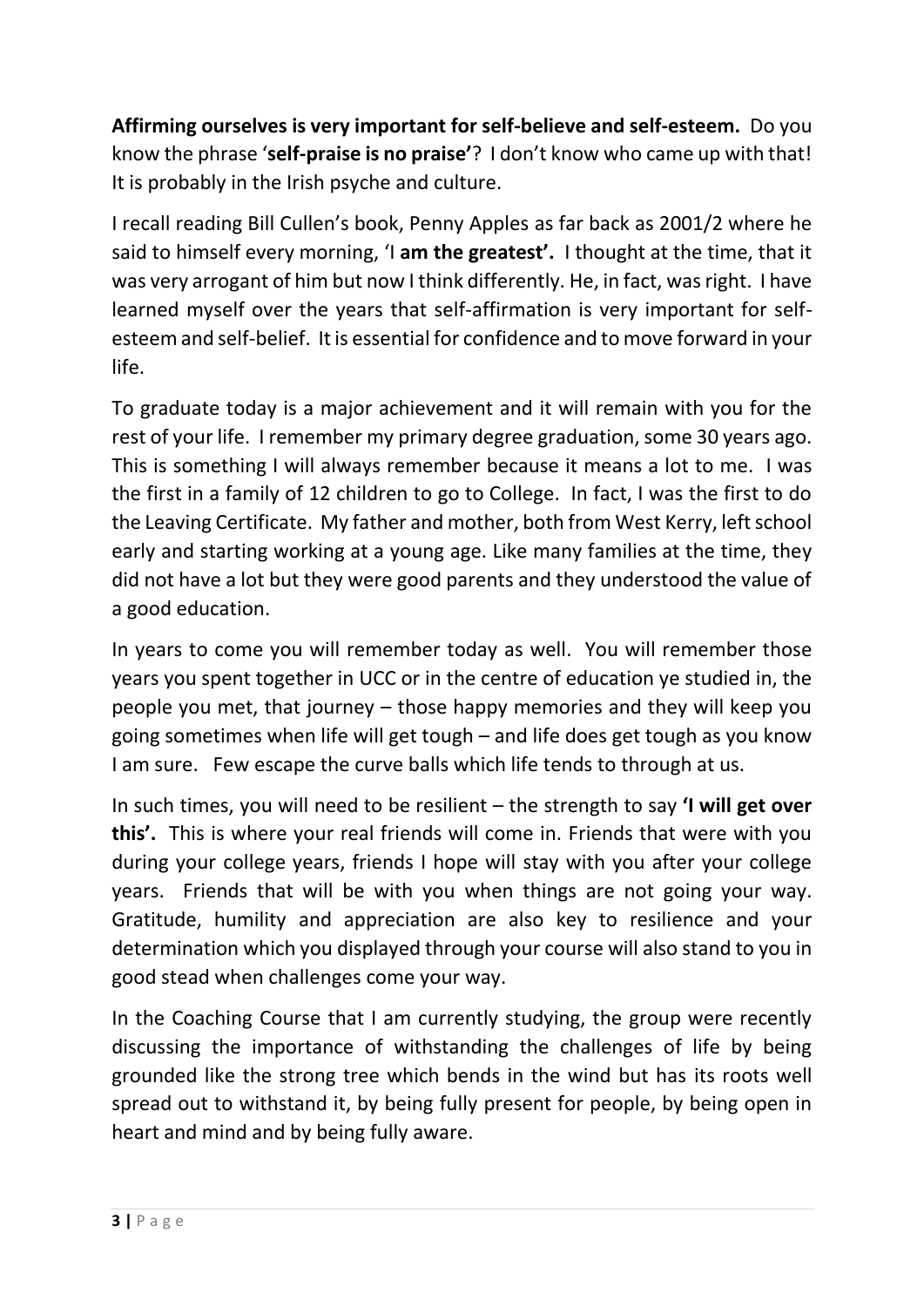**Affirming ourselves is very important for self-believe and self-esteem.** Do you know the phrase '**self-praise is no praise'**? I don't know who came up with that! It is probably in the Irish psyche and culture.

I recall reading Bill Cullen's book, Penny Apples as far back as 2001/2 where he said to himself every morning, 'I **am the greatest'.** I thought at the time, that it was very arrogant of him but now I think differently. He, in fact, was right. I have learned myself over the years that self-affirmation is very important for self-esteem and self-belief. It is essential for confidence and to move forward in your life.

To graduate today is a major achievement and it will remain with you for the rest of your life. I remember my primary degree graduation, some 30 years ago. This is something I will always remember because it means a lot to me. I was the first in a family of 12 children to go to College. In fact, I was the first to do the Leaving Certificate. My father and mother, both from West Kerry, left school early and starting working at a young age. Like many families at the time, they did not have a lot but they were good parents and they understood the value of a good education.

In years to come you will remember today as well. You will remember those years you spent together in UCC or in the centre of education ye studied in, the people you met, that journey – those happy memories and they will keep you going sometimes when life will get tough – and life does get tough as you know I am sure. Few escape the curve balls which life tends to through at us.

In such times, you will need to be resilient – the strength to say **'I will get over this'.** This is where your real friends will come in. Friends that were with you during your college years, friends I hope will stay with you after your college years. Friends that will be with you when things are not going your way. Gratitude, humility and appreciation are also key to resilience and your determination which you displayed through your course will also stand to you in good stead when challenges come your way.

In the Coaching Course that I am currently studying, the group were recently discussing the importance of withstanding the challenges of life by being grounded like the strong tree which bends in the wind but has its roots well spread out to withstand it, by being fully present for people, by being open in heart and mind and by being fully aware.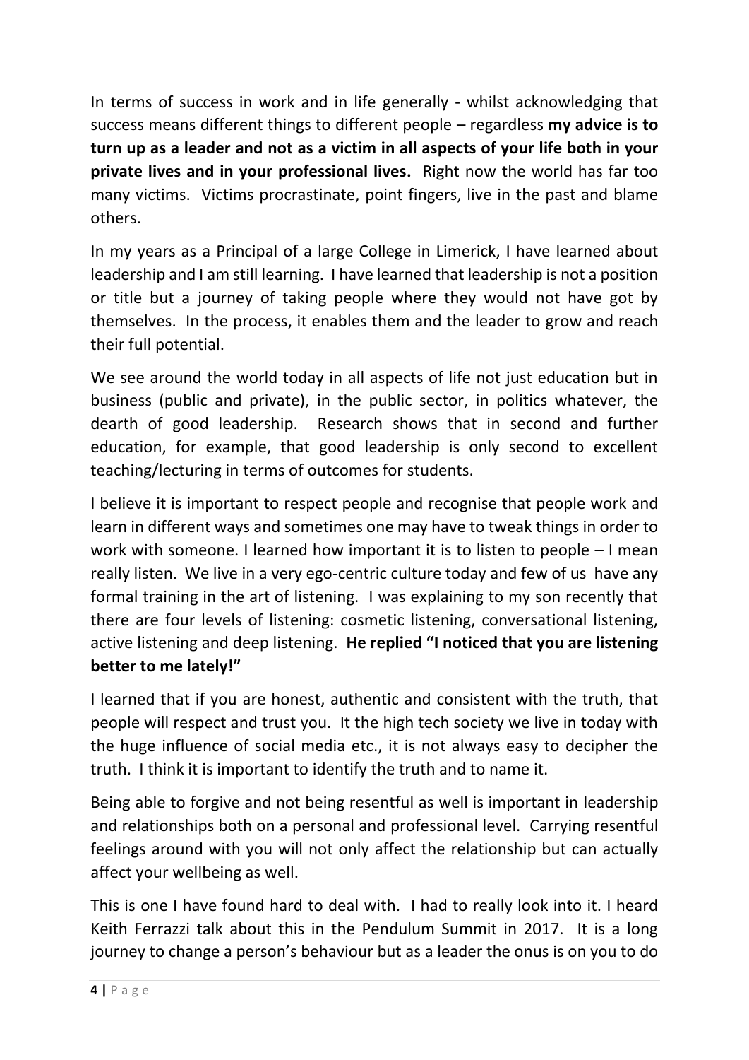In terms of success in work and in life generally - whilst acknowledging that success means different things to different people – regardless **my advice is to turn up as a leader and not as a victim in all aspects of your life both in your private lives and in your professional lives.** Right now the world has far too many victims. Victims procrastinate, point fingers, live in the past and blame others.

In my years as a Principal of a large College in Limerick, I have learned about leadership and I am still learning. I have learned that leadership is not a position or title but a journey of taking people where they would not have got by themselves. In the process, it enables them and the leader to grow and reach their full potential.

We see around the world today in all aspects of life not just education but in business (public and private), in the public sector, in politics whatever, the dearth of good leadership. Research shows that in second and further education, for example, that good leadership is only second to excellent teaching/lecturing in terms of outcomes for students.

I believe it is important to respect people and recognise that people work and learn in different ways and sometimes one may have to tweak things in order to work with someone. I learned how important it is to listen to people – I mean really listen. We live in a very ego-centric culture today and few of us have any formal training in the art of listening. I was explaining to my son recently that there are four levels of listening: cosmetic listening, conversational listening, active listening and deep listening. **He replied "I noticed that you are listening better to me lately!"**

I learned that if you are honest, authentic and consistent with the truth, that people will respect and trust you. It the high tech society we live in today with the huge influence of social media etc., it is not always easy to decipher the truth. I think it is important to identify the truth and to name it.

Being able to forgive and not being resentful as well is important in leadership and relationships both on a personal and professional level. Carrying resentful feelings around with you will not only affect the relationship but can actually affect your wellbeing as well.

This is one I have found hard to deal with. I had to really look into it. I heard Keith Ferrazzi talk about this in the Pendulum Summit in 2017. It is a long journey to change a person's behaviour but as a leader the onus is on you to do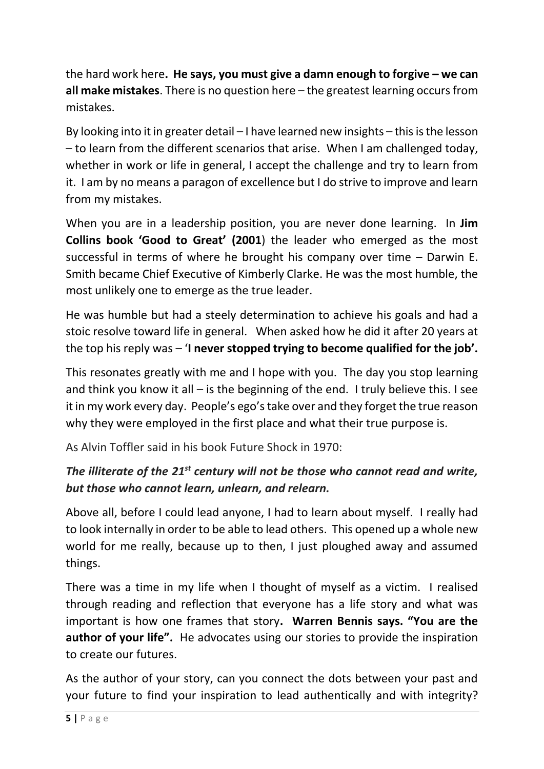the hard work here**. He says, you must give a damn enough to forgive – we can all make mistakes**. There is no question here – the greatest learning occurs from mistakes.

By looking into it in greater detail – I have learned new insights – this is the lesson – to learn from the different scenarios that arise. When I am challenged today, whether in work or life in general, I accept the challenge and try to learn from it. I am by no means a paragon of excellence but I do strive to improve and learn from my mistakes.

When you are in a leadership position, you are never done learning. In **Jim Collins book 'Good to Great' (2001**) the leader who emerged as the most successful in terms of where he brought his company over time – Darwin E. Smith became Chief Executive of Kimberly Clarke. He was the most humble, the most unlikely one to emerge as the true leader.

He was humble but had a steely determination to achieve his goals and had a stoic resolve toward life in general. When asked how he did it after 20 years at the top his reply was – '**I never stopped trying to become qualified for the job'.**

This resonates greatly with me and I hope with you. The day you stop learning and think you know it all – is the beginning of the end. I truly believe this. I see it in my work every day. People's ego's take over and they forget the true reason why they were employed in the first place and what their true purpose is.

As Alvin Toffler said in his book Future Shock in 1970:

***The illiterate of the 21st century will not be those who cannot read and write, but those who cannot learn, unlearn, and relearn.***

Above all, before I could lead anyone, I had to learn about myself. I really had to look internally in order to be able to lead others. This opened up a whole new world for me really, because up to then, I just ploughed away and assumed things.

There was a time in my life when I thought of myself as a victim. I realised through reading and reflection that everyone has a life story and what was important is how one frames that story**. Warren Bennis says. "You are the author of your life".** He advocates using our stories to provide the inspiration to create our futures.

As the author of your story, can you connect the dots between your past and your future to find your inspiration to lead authentically and with integrity?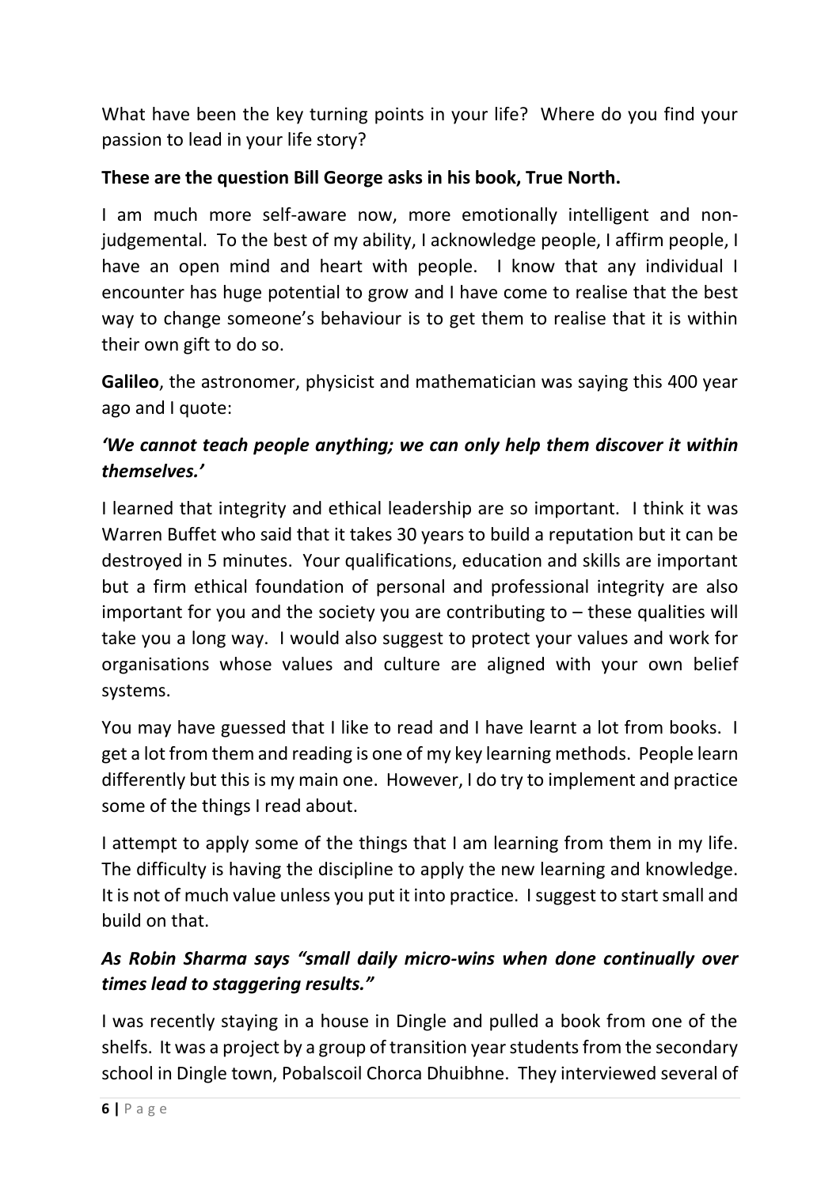What have been the key turning points in your life? Where do you find your passion to lead in your life story?

**These are the question Bill George asks in his book, True North.**

I am much more self-aware now, more emotionally intelligent and non-judgemental. To the best of my ability, I acknowledge people, I affirm people, I have an open mind and heart with people. I know that any individual I encounter has huge potential to grow and I have come to realise that the best way to change someone's behaviour is to get them to realise that it is within their own gift to do so.

**Galileo**, the astronomer, physicist and mathematician was saying this 400 year ago and I quote:

***'We cannot teach people anything; we can only help them discover it within themselves.'***

I learned that integrity and ethical leadership are so important. I think it was Warren Buffet who said that it takes 30 years to build a reputation but it can be destroyed in 5 minutes. Your qualifications, education and skills are important but a firm ethical foundation of personal and professional integrity are also important for you and the society you are contributing to – these qualities will take you a long way. I would also suggest to protect your values and work for organisations whose values and culture are aligned with your own belief systems.

You may have guessed that I like to read and I have learnt a lot from books. I get a lot from them and reading is one of my key learning methods. People learn differently but this is my main one. However, I do try to implement and practice some of the things I read about.

I attempt to apply some of the things that I am learning from them in my life. The difficulty is having the discipline to apply the new learning and knowledge. It is not of much value unless you put it into practice. I suggest to start small and build on that.

***As Robin Sharma says "small daily micro-wins when done continually over times lead to staggering results."***

I was recently staying in a house in Dingle and pulled a book from one of the shelfs. It was a project by a group of transition year students from the secondary school in Dingle town, Pobalscoil Chorca Dhuibhne. They interviewed several of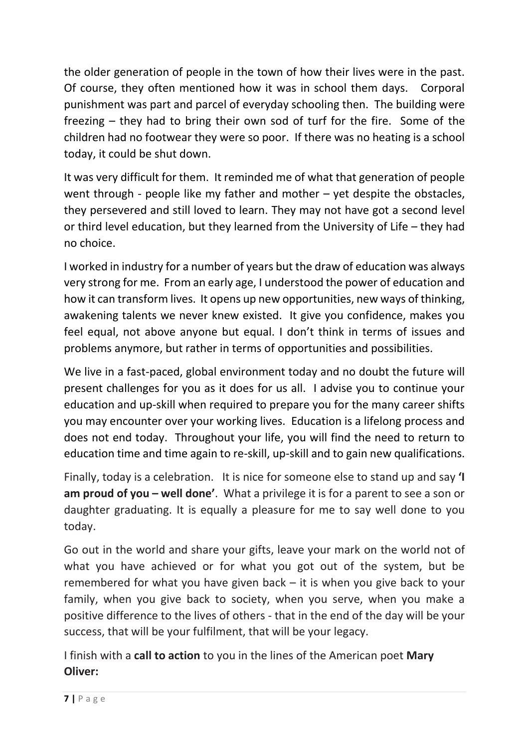the older generation of people in the town of how their lives were in the past. Of course, they often mentioned how it was in school them days. Corporal punishment was part and parcel of everyday schooling then. The building were freezing – they had to bring their own sod of turf for the fire. Some of the children had no footwear they were so poor. If there was no heating is a school today, it could be shut down.

It was very difficult for them. It reminded me of what that generation of people went through - people like my father and mother – yet despite the obstacles, they persevered and still loved to learn. They may not have got a second level or third level education, but they learned from the University of Life – they had no choice.

I worked in industry for a number of years but the draw of education was always very strong for me. From an early age, I understood the power of education and how it can transform lives. It opens up new opportunities, new ways of thinking, awakening talents we never knew existed. It give you confidence, makes you feel equal, not above anyone but equal. I don't think in terms of issues and problems anymore, but rather in terms of opportunities and possibilities.

We live in a fast-paced, global environment today and no doubt the future will present challenges for you as it does for us all. I advise you to continue your education and up-skill when required to prepare you for the many career shifts you may encounter over your working lives. Education is a lifelong process and does not end today. Throughout your life, you will find the need to return to education time and time again to re-skill, up-skill and to gain new qualifications.

Finally, today is a celebration. It is nice for someone else to stand up and say **'I am proud of you – well done'**. What a privilege it is for a parent to see a son or daughter graduating. It is equally a pleasure for me to say well done to you today.

Go out in the world and share your gifts, leave your mark on the world not of what you have achieved or for what you got out of the system, but be remembered for what you have given back – it is when you give back to your family, when you give back to society, when you serve, when you make a positive difference to the lives of others - that in the end of the day will be your success, that will be your fulfilment, that will be your legacy.

I finish with a **call to action** to you in the lines of the American poet **Mary Oliver:**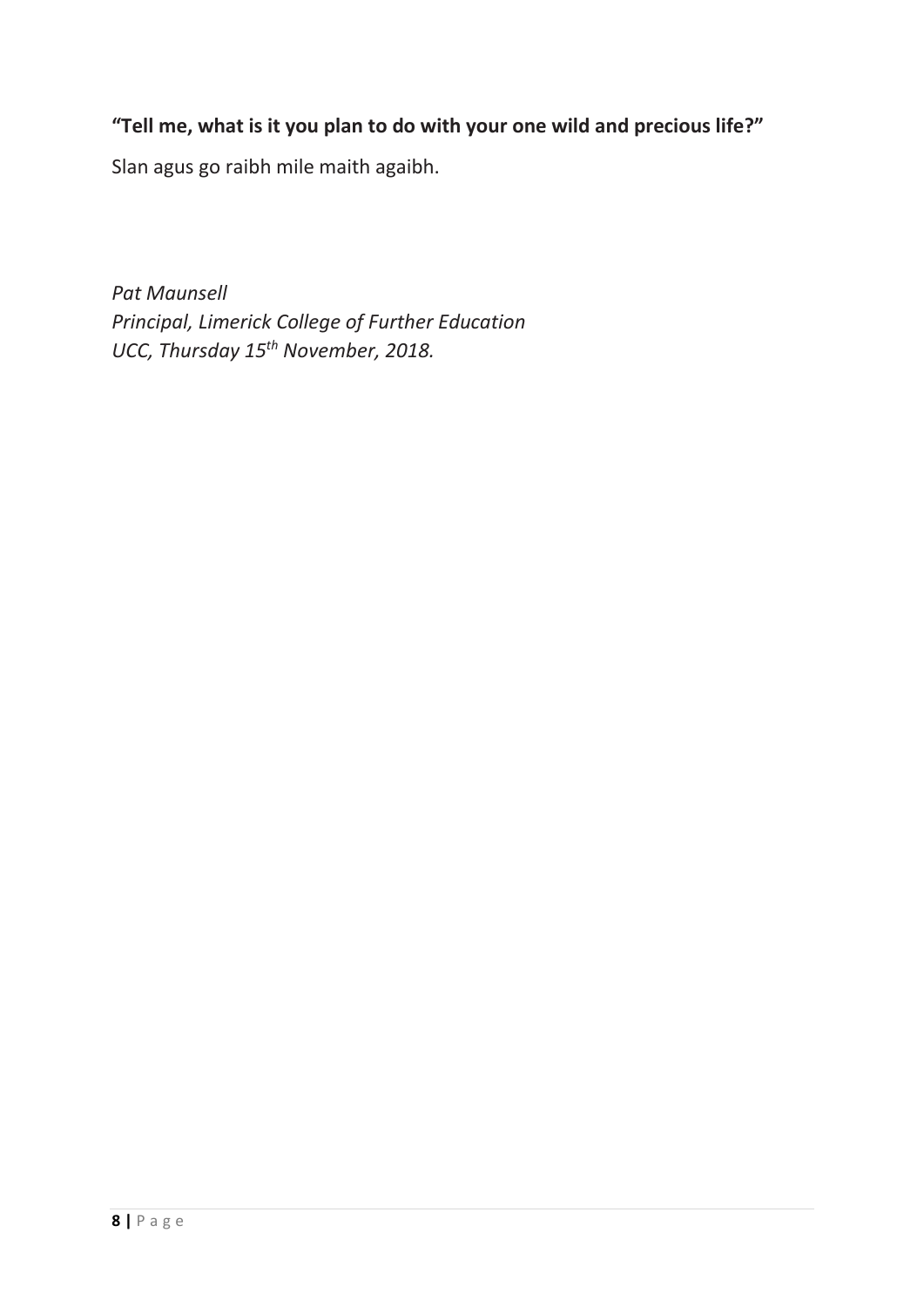**"Tell me, what is it you plan to do with your one wild and precious life?"**

Slan agus go raibh mile maith agaibh.

*Pat Maunsell*
*Principal, Limerick College of Further Education*
*UCC, Thursday 15th November, 2018.*